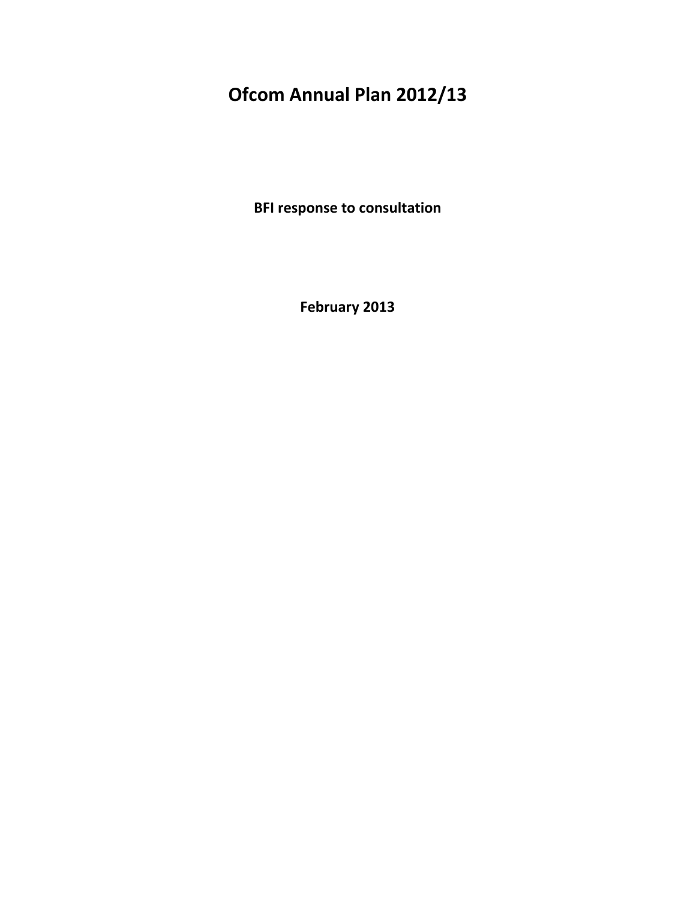# Ofcom Annual Plan 2012/13

**BFI response to consultation**

**February 2013**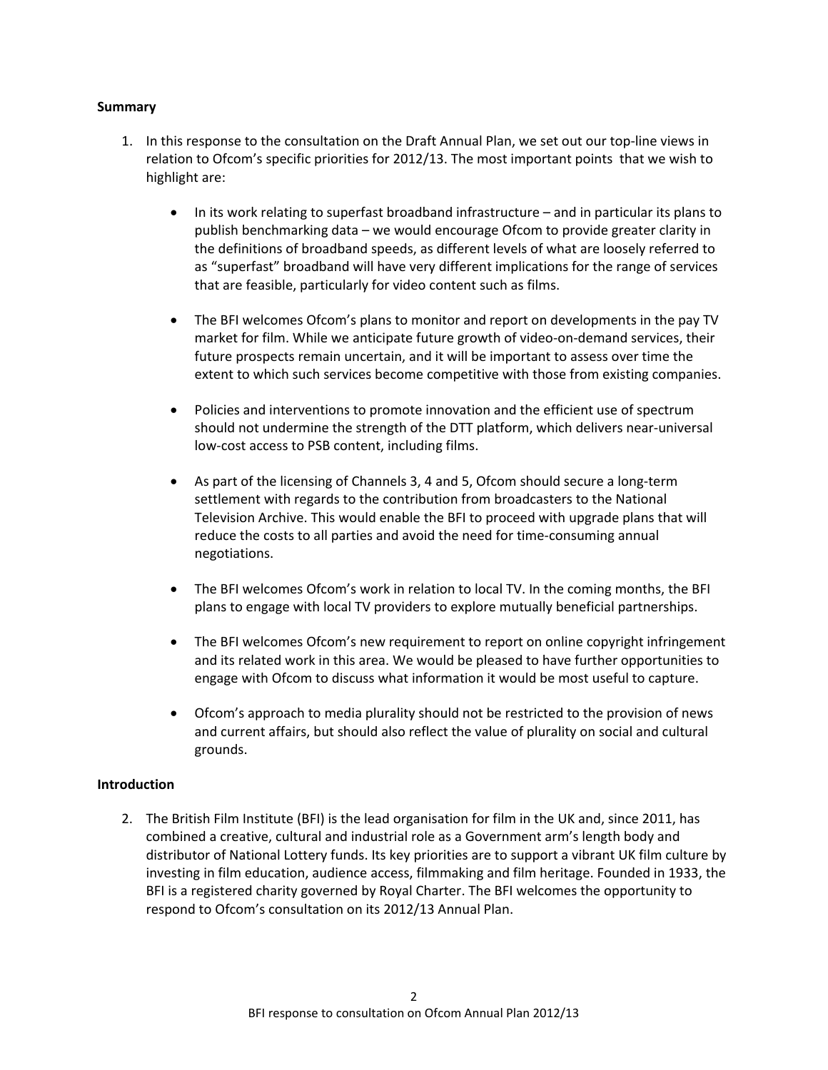**Summary**

1. In this response to the consultation on the Draft Annual Plan, we set out our top-line views in relation to Ofcom's specific priorities for 2012/13. The most important points that we wish to highlight are:

   - In its work relating to superfast broadband infrastructure – and in particular its plans to publish benchmarking data – we would encourage Ofcom to provide greater clarity in the definitions of broadband speeds, as different levels of what are loosely referred to as "superfast" broadband will have very different implications for the range of services that are feasible, particularly for video content such as films.

   - The BFI welcomes Ofcom's plans to monitor and report on developments in the pay TV market for film. While we anticipate future growth of video-on-demand services, their future prospects remain uncertain, and it will be important to assess over time the extent to which such services become competitive with those from existing companies.

   - Policies and interventions to promote innovation and the efficient use of spectrum should not undermine the strength of the DTT platform, which delivers near-universal low-cost access to PSB content, including films.

   - As part of the licensing of Channels 3, 4 and 5, Ofcom should secure a long-term settlement with regards to the contribution from broadcasters to the National Television Archive. This would enable the BFI to proceed with upgrade plans that will reduce the costs to all parties and avoid the need for time-consuming annual negotiations.

   - The BFI welcomes Ofcom's work in relation to local TV. In the coming months, the BFI plans to engage with local TV providers to explore mutually beneficial partnerships.

   - The BFI welcomes Ofcom's new requirement to report on online copyright infringement and its related work in this area. We would be pleased to have further opportunities to engage with Ofcom to discuss what information it would be most useful to capture.

   - Ofcom's approach to media plurality should not be restricted to the provision of news and current affairs, but should also reflect the value of plurality on social and cultural grounds.

**Introduction**

2. The British Film Institute (BFI) is the lead organisation for film in the UK and, since 2011, has combined a creative, cultural and industrial role as a Government arm's length body and distributor of National Lottery funds. Its key priorities are to support a vibrant UK film culture by investing in film education, audience access, filmmaking and film heritage. Founded in 1933, the BFI is a registered charity governed by Royal Charter. The BFI welcomes the opportunity to respond to Ofcom's consultation on its 2012/13 Annual Plan.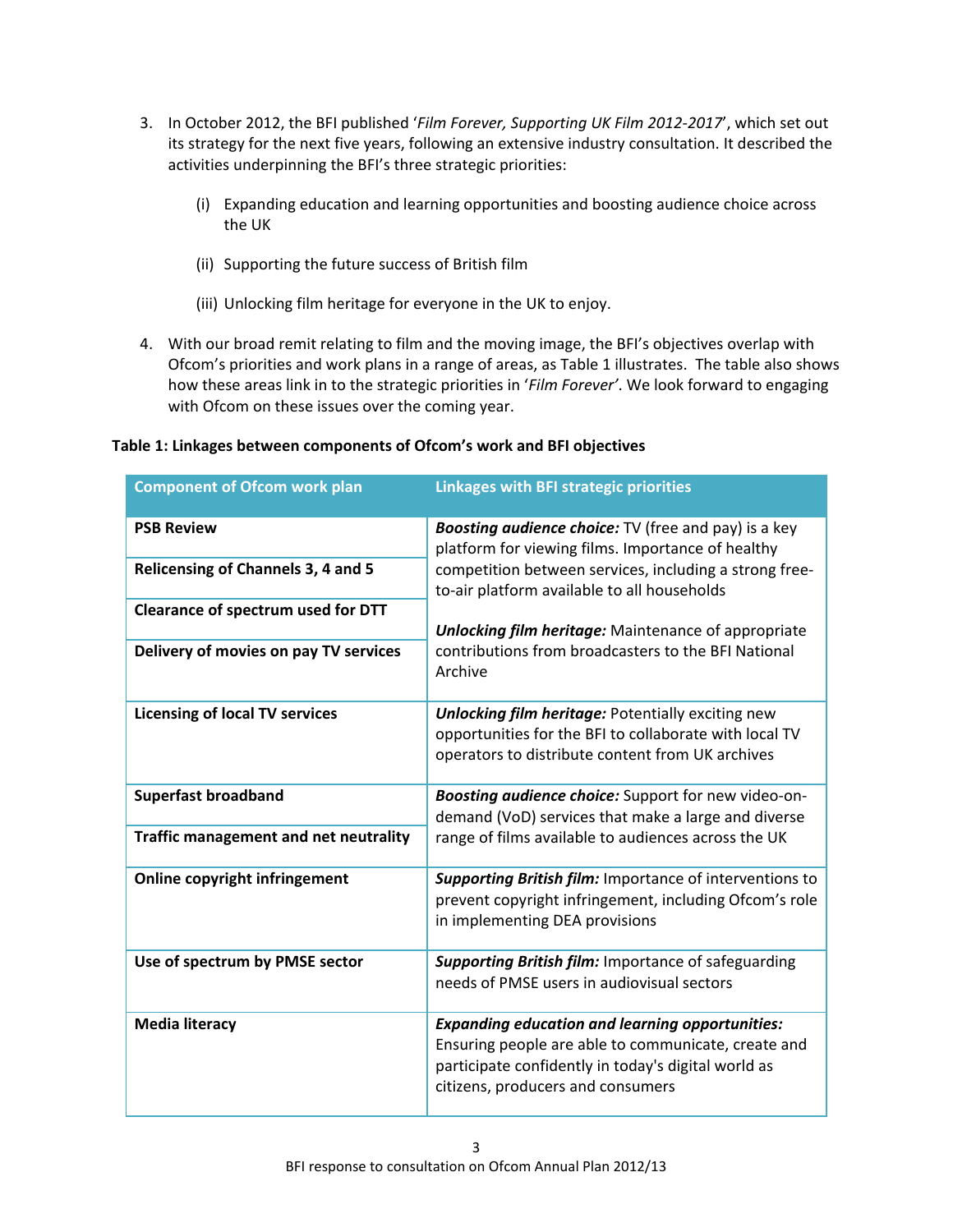3. In October 2012, the BFI published '*Film Forever, Supporting UK Film 2012-2017*', which set out its strategy for the next five years, following an extensive industry consultation. It described the activities underpinning the BFI's three strategic priorities:

   (i) Expanding education and learning opportunities and boosting audience choice across the UK

   (ii) Supporting the future success of British film

   (iii) Unlocking film heritage for everyone in the UK to enjoy.

4. With our broad remit relating to film and the moving image, the BFI's objectives overlap with Ofcom's priorities and work plans in a range of areas, as Table 1 illustrates. The table also shows how these areas link in to the strategic priorities in '*Film Forever*'. We look forward to engaging with Ofcom on these issues over the coming year.

**Table 1: Linkages between components of Ofcom's work and BFI objectives**

| Component of Ofcom work plan | Linkages with BFI strategic priorities |
|---|---|
| **PSB Review**<br>**Relicensing of Channels 3, 4 and 5**<br>**Clearance of spectrum used for DTT**<br>**Delivery of movies on pay TV services** | ***Boosting audience choice:*** TV (free and pay) is a key platform for viewing films. Importance of healthy competition between services, including a strong free-to-air platform available to all households<br><br>***Unlocking film heritage:*** Maintenance of appropriate contributions from broadcasters to the BFI National Archive |
| **Licensing of local TV services** | ***Unlocking film heritage:*** Potentially exciting new opportunities for the BFI to collaborate with local TV operators to distribute content from UK archives |
| **Superfast broadband**<br>**Traffic management and net neutrality** | ***Boosting audience choice:*** Support for new video-on-demand (VoD) services that make a large and diverse range of films available to audiences across the UK |
| **Online copyright infringement** | ***Supporting British film:*** Importance of interventions to prevent copyright infringement, including Ofcom's role in implementing DEA provisions |
| **Use of spectrum by PMSE sector** | ***Supporting British film:*** Importance of safeguarding needs of PMSE users in audiovisual sectors |
| **Media literacy** | ***Expanding education and learning opportunities:*** Ensuring people are able to communicate, create and participate confidently in today's digital world as citizens, producers and consumers |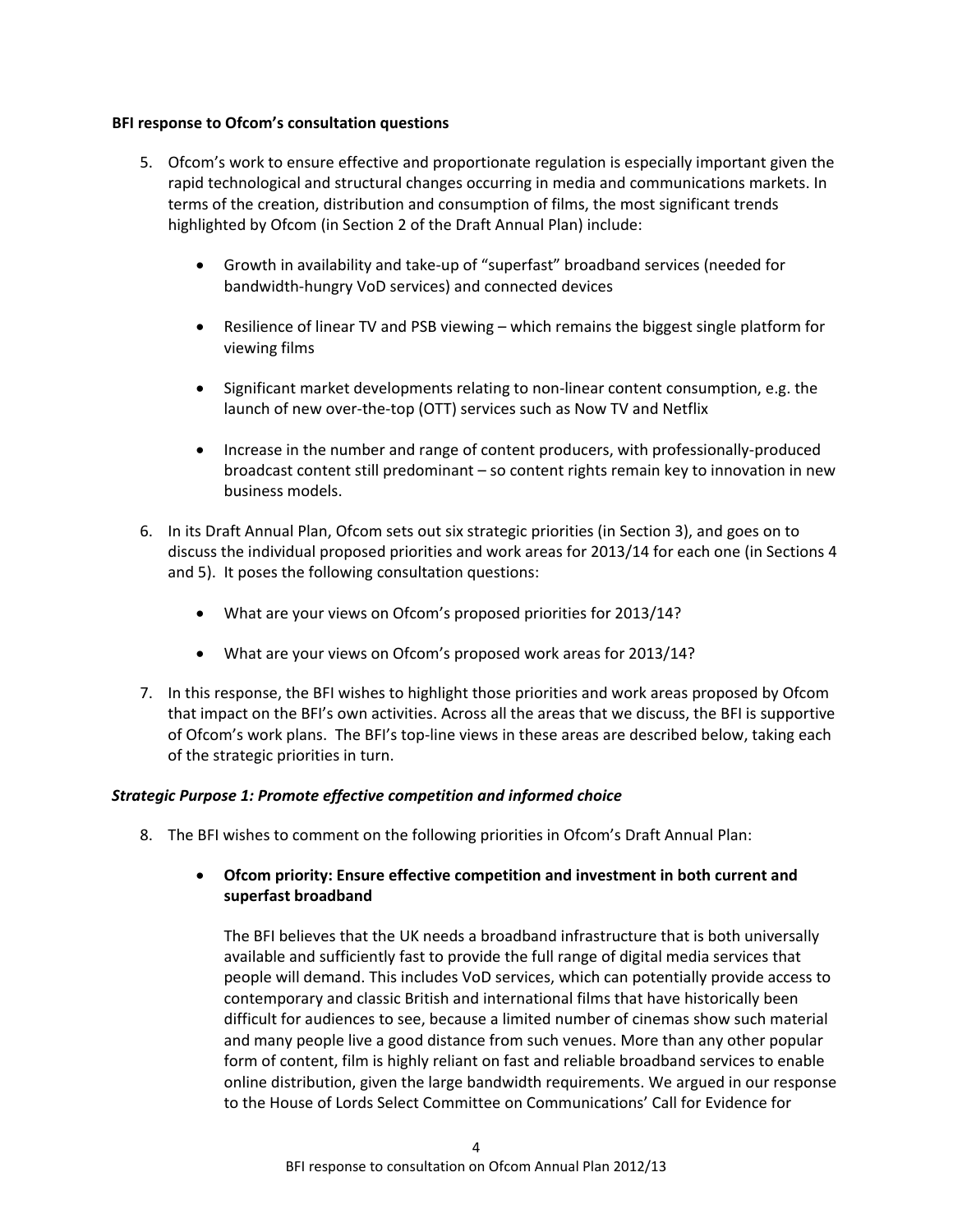**BFI response to Ofcom's consultation questions**

5. Ofcom's work to ensure effective and proportionate regulation is especially important given the rapid technological and structural changes occurring in media and communications markets. In terms of the creation, distribution and consumption of films, the most significant trends highlighted by Ofcom (in Section 2 of the Draft Annual Plan) include:

    - Growth in availability and take-up of "superfast" broadband services (needed for bandwidth-hungry VoD services) and connected devices
    - Resilience of linear TV and PSB viewing – which remains the biggest single platform for viewing films
    - Significant market developments relating to non-linear content consumption, e.g. the launch of new over-the-top (OTT) services such as Now TV and Netflix
    - Increase in the number and range of content producers, with professionally-produced broadcast content still predominant – so content rights remain key to innovation in new business models.

6. In its Draft Annual Plan, Ofcom sets out six strategic priorities (in Section 3), and goes on to discuss the individual proposed priorities and work areas for 2013/14 for each one (in Sections 4 and 5). It poses the following consultation questions:

    - What are your views on Ofcom's proposed priorities for 2013/14?
    - What are your views on Ofcom's proposed work areas for 2013/14?

7. In this response, the BFI wishes to highlight those priorities and work areas proposed by Ofcom that impact on the BFI's own activities. Across all the areas that we discuss, the BFI is supportive of Ofcom's work plans. The BFI's top-line views in these areas are described below, taking each of the strategic priorities in turn.

***Strategic Purpose 1: Promote effective competition and informed choice***

8. The BFI wishes to comment on the following priorities in Ofcom's Draft Annual Plan:

    - **Ofcom priority: Ensure effective competition and investment in both current and superfast broadband**

      The BFI believes that the UK needs a broadband infrastructure that is both universally available and sufficiently fast to provide the full range of digital media services that people will demand. This includes VoD services, which can potentially provide access to contemporary and classic British and international films that have historically been difficult for audiences to see, because a limited number of cinemas show such material and many people live a good distance from such venues. More than any other popular form of content, film is highly reliant on fast and reliable broadband services to enable online distribution, given the large bandwidth requirements. We argued in our response to the House of Lords Select Committee on Communications' Call for Evidence for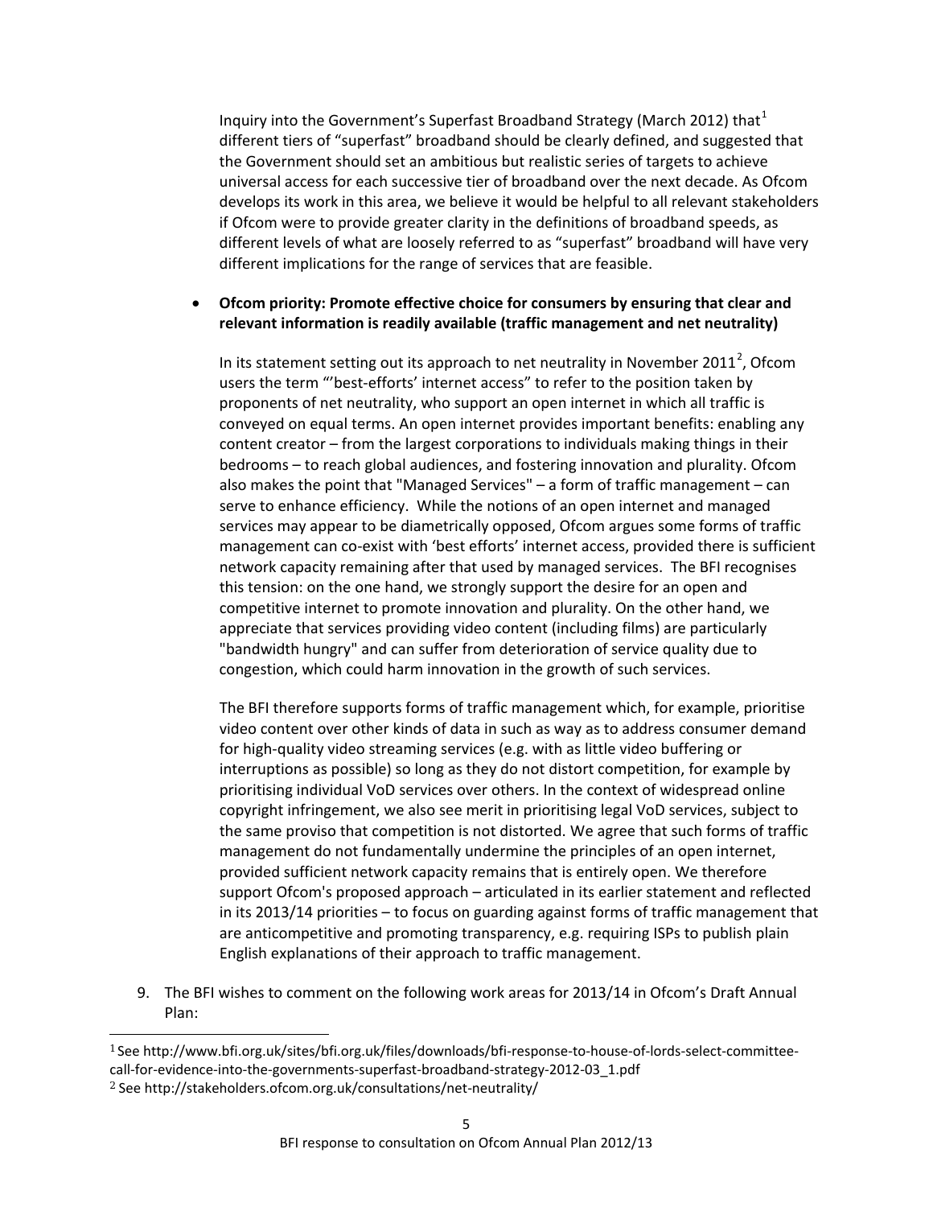Inquiry into the Government's Superfast Broadband Strategy (March 2012) that[1] different tiers of "superfast" broadband should be clearly defined, and suggested that the Government should set an ambitious but realistic series of targets to achieve universal access for each successive tier of broadband over the next decade. As Ofcom develops its work in this area, we believe it would be helpful to all relevant stakeholders if Ofcom were to provide greater clarity in the definitions of broadband speeds, as different levels of what are loosely referred to as "superfast" broadband will have very different implications for the range of services that are feasible.

- **Ofcom priority: Promote effective choice for consumers by ensuring that clear and relevant information is readily available (traffic management and net neutrality)**

  In its statement setting out its approach to net neutrality in November 2011[2], Ofcom users the term "'best-efforts' internet access" to refer to the position taken by proponents of net neutrality, who support an open internet in which all traffic is conveyed on equal terms. An open internet provides important benefits: enabling any content creator – from the largest corporations to individuals making things in their bedrooms – to reach global audiences, and fostering innovation and plurality. Ofcom also makes the point that "Managed Services" – a form of traffic management – can serve to enhance efficiency. While the notions of an open internet and managed services may appear to be diametrically opposed, Ofcom argues some forms of traffic management can co-exist with 'best efforts' internet access, provided there is sufficient network capacity remaining after that used by managed services. The BFI recognises this tension: on the one hand, we strongly support the desire for an open and competitive internet to promote innovation and plurality. On the other hand, we appreciate that services providing video content (including films) are particularly "bandwidth hungry" and can suffer from deterioration of service quality due to congestion, which could harm innovation in the growth of such services.

  The BFI therefore supports forms of traffic management which, for example, prioritise video content over other kinds of data in such as way as to address consumer demand for high-quality video streaming services (e.g. with as little video buffering or interruptions as possible) so long as they do not distort competition, for example by prioritising individual VoD services over others. In the context of widespread online copyright infringement, we also see merit in prioritising legal VoD services, subject to the same proviso that competition is not distorted. We agree that such forms of traffic management do not fundamentally undermine the principles of an open internet, provided sufficient network capacity remains that is entirely open. We therefore support Ofcom's proposed approach – articulated in its earlier statement and reflected in its 2013/14 priorities – to focus on guarding against forms of traffic management that are anticompetitive and promoting transparency, e.g. requiring ISPs to publish plain English explanations of their approach to traffic management.

9. The BFI wishes to comment on the following work areas for 2013/14 in Ofcom's Draft Annual Plan:

[1] See http://www.bfi.org.uk/sites/bfi.org.uk/files/downloads/bfi-response-to-house-of-lords-select-committee-call-for-evidence-into-the-governments-superfast-broadband-strategy-2012-03_1.pdf

[2] See http://stakeholders.ofcom.org.uk/consultations/net-neutrality/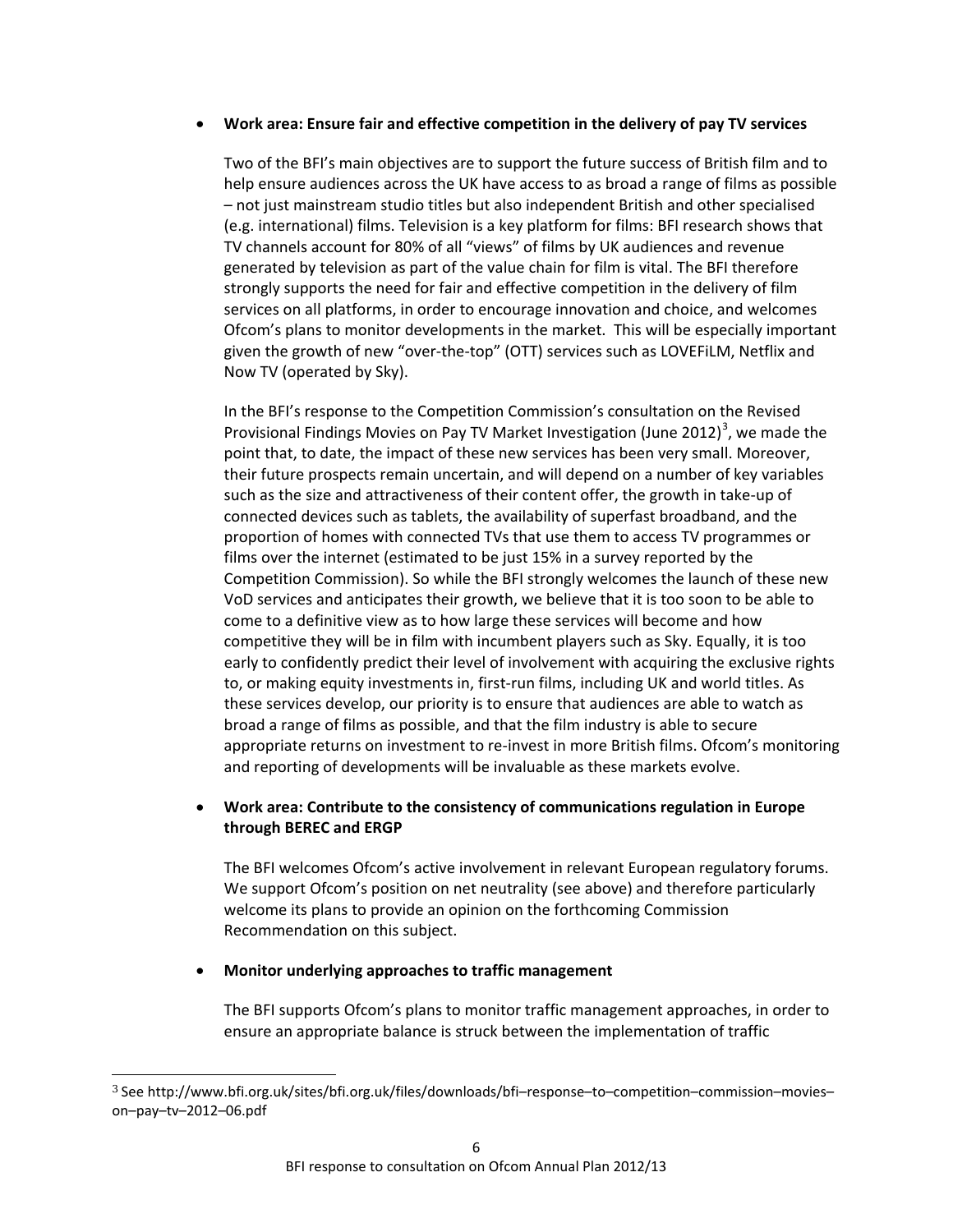- **Work area: Ensure fair and effective competition in the delivery of pay TV services**

  Two of the BFI's main objectives are to support the future success of British film and to help ensure audiences across the UK have access to as broad a range of films as possible – not just mainstream studio titles but also independent British and other specialised (e.g. international) films. Television is a key platform for films: BFI research shows that TV channels account for 80% of all "views" of films by UK audiences and revenue generated by television as part of the value chain for film is vital. The BFI therefore strongly supports the need for fair and effective competition in the delivery of film services on all platforms, in order to encourage innovation and choice, and welcomes Ofcom's plans to monitor developments in the market. This will be especially important given the growth of new "over-the-top" (OTT) services such as LOVEFiLM, Netflix and Now TV (operated by Sky).

  In the BFI's response to the Competition Commission's consultation on the Revised Provisional Findings Movies on Pay TV Market Investigation (June 2012)[3], we made the point that, to date, the impact of these new services has been very small. Moreover, their future prospects remain uncertain, and will depend on a number of key variables such as the size and attractiveness of their content offer, the growth in take-up of connected devices such as tablets, the availability of superfast broadband, and the proportion of homes with connected TVs that use them to access TV programmes or films over the internet (estimated to be just 15% in a survey reported by the Competition Commission). So while the BFI strongly welcomes the launch of these new VoD services and anticipates their growth, we believe that it is too soon to be able to come to a definitive view as to how large these services will become and how competitive they will be in film with incumbent players such as Sky. Equally, it is too early to confidently predict their level of involvement with acquiring the exclusive rights to, or making equity investments in, first-run films, including UK and world titles. As these services develop, our priority is to ensure that audiences are able to watch as broad a range of films as possible, and that the film industry is able to secure appropriate returns on investment to re-invest in more British films. Ofcom's monitoring and reporting of developments will be invaluable as these markets evolve.

- **Work area: Contribute to the consistency of communications regulation in Europe through BEREC and ERGP**

  The BFI welcomes Ofcom's active involvement in relevant European regulatory forums. We support Ofcom's position on net neutrality (see above) and therefore particularly welcome its plans to provide an opinion on the forthcoming Commission Recommendation on this subject.

- **Monitor underlying approaches to traffic management**

  The BFI supports Ofcom's plans to monitor traffic management approaches, in order to ensure an appropriate balance is struck between the implementation of traffic

[3] See http://www.bfi.org.uk/sites/bfi.org.uk/files/downloads/bfi–response–to–competition–commission–movies–on–pay–tv–2012–06.pdf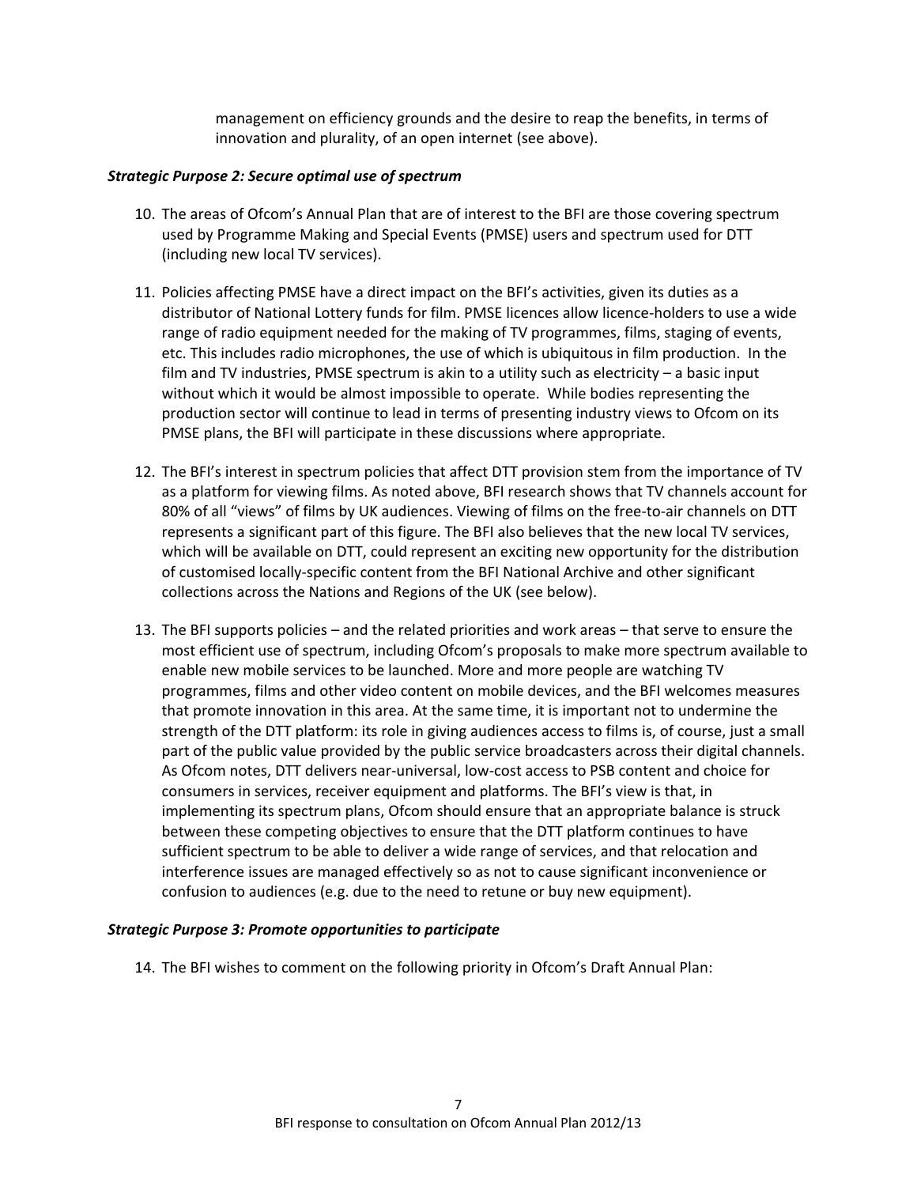management on efficiency grounds and the desire to reap the benefits, in terms of innovation and plurality, of an open internet (see above).

***Strategic Purpose 2: Secure optimal use of spectrum***

10. The areas of Ofcom's Annual Plan that are of interest to the BFI are those covering spectrum used by Programme Making and Special Events (PMSE) users and spectrum used for DTT (including new local TV services).

11. Policies affecting PMSE have a direct impact on the BFI's activities, given its duties as a distributor of National Lottery funds for film. PMSE licences allow licence-holders to use a wide range of radio equipment needed for the making of TV programmes, films, staging of events, etc. This includes radio microphones, the use of which is ubiquitous in film production. In the film and TV industries, PMSE spectrum is akin to a utility such as electricity – a basic input without which it would be almost impossible to operate. While bodies representing the production sector will continue to lead in terms of presenting industry views to Ofcom on its PMSE plans, the BFI will participate in these discussions where appropriate.

12. The BFI's interest in spectrum policies that affect DTT provision stem from the importance of TV as a platform for viewing films. As noted above, BFI research shows that TV channels account for 80% of all "views" of films by UK audiences. Viewing of films on the free-to-air channels on DTT represents a significant part of this figure. The BFI also believes that the new local TV services, which will be available on DTT, could represent an exciting new opportunity for the distribution of customised locally-specific content from the BFI National Archive and other significant collections across the Nations and Regions of the UK (see below).

13. The BFI supports policies – and the related priorities and work areas – that serve to ensure the most efficient use of spectrum, including Ofcom's proposals to make more spectrum available to enable new mobile services to be launched. More and more people are watching TV programmes, films and other video content on mobile devices, and the BFI welcomes measures that promote innovation in this area. At the same time, it is important not to undermine the strength of the DTT platform: its role in giving audiences access to films is, of course, just a small part of the public value provided by the public service broadcasters across their digital channels. As Ofcom notes, DTT delivers near-universal, low-cost access to PSB content and choice for consumers in services, receiver equipment and platforms. The BFI's view is that, in implementing its spectrum plans, Ofcom should ensure that an appropriate balance is struck between these competing objectives to ensure that the DTT platform continues to have sufficient spectrum to be able to deliver a wide range of services, and that relocation and interference issues are managed effectively so as not to cause significant inconvenience or confusion to audiences (e.g. due to the need to retune or buy new equipment).

***Strategic Purpose 3: Promote opportunities to participate***

14. The BFI wishes to comment on the following priority in Ofcom's Draft Annual Plan: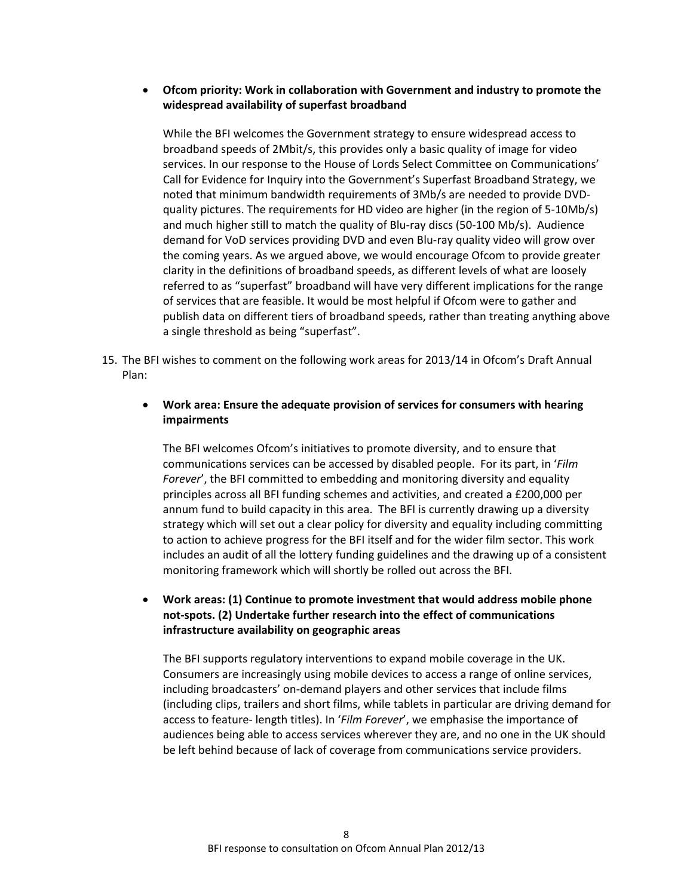- **Ofcom priority: Work in collaboration with Government and industry to promote the widespread availability of superfast broadband**

  While the BFI welcomes the Government strategy to ensure widespread access to broadband speeds of 2Mbit/s, this provides only a basic quality of image for video services. In our response to the House of Lords Select Committee on Communications' Call for Evidence for Inquiry into the Government's Superfast Broadband Strategy, we noted that minimum bandwidth requirements of 3Mb/s are needed to provide DVD-quality pictures. The requirements for HD video are higher (in the region of 5-10Mb/s) and much higher still to match the quality of Blu-ray discs (50-100 Mb/s). Audience demand for VoD services providing DVD and even Blu-ray quality video will grow over the coming years. As we argued above, we would encourage Ofcom to provide greater clarity in the definitions of broadband speeds, as different levels of what are loosely referred to as "superfast" broadband will have very different implications for the range of services that are feasible. It would be most helpful if Ofcom were to gather and publish data on different tiers of broadband speeds, rather than treating anything above a single threshold as being "superfast".

15. The BFI wishes to comment on the following work areas for 2013/14 in Ofcom's Draft Annual Plan:

    - **Work area: Ensure the adequate provision of services for consumers with hearing impairments**

      The BFI welcomes Ofcom's initiatives to promote diversity, and to ensure that communications services can be accessed by disabled people. For its part, in '*Film Forever*', the BFI committed to embedding and monitoring diversity and equality principles across all BFI funding schemes and activities, and created a £200,000 per annum fund to build capacity in this area. The BFI is currently drawing up a diversity strategy which will set out a clear policy for diversity and equality including committing to action to achieve progress for the BFI itself and for the wider film sector. This work includes an audit of all the lottery funding guidelines and the drawing up of a consistent monitoring framework which will shortly be rolled out across the BFI.

    - **Work areas: (1) Continue to promote investment that would address mobile phone not-spots. (2) Undertake further research into the effect of communications infrastructure availability on geographic areas**

      The BFI supports regulatory interventions to expand mobile coverage in the UK. Consumers are increasingly using mobile devices to access a range of online services, including broadcasters' on-demand players and other services that include films (including clips, trailers and short films, while tablets in particular are driving demand for access to feature- length titles). In '*Film Forever*', we emphasise the importance of audiences being able to access services wherever they are, and no one in the UK should be left behind because of lack of coverage from communications service providers.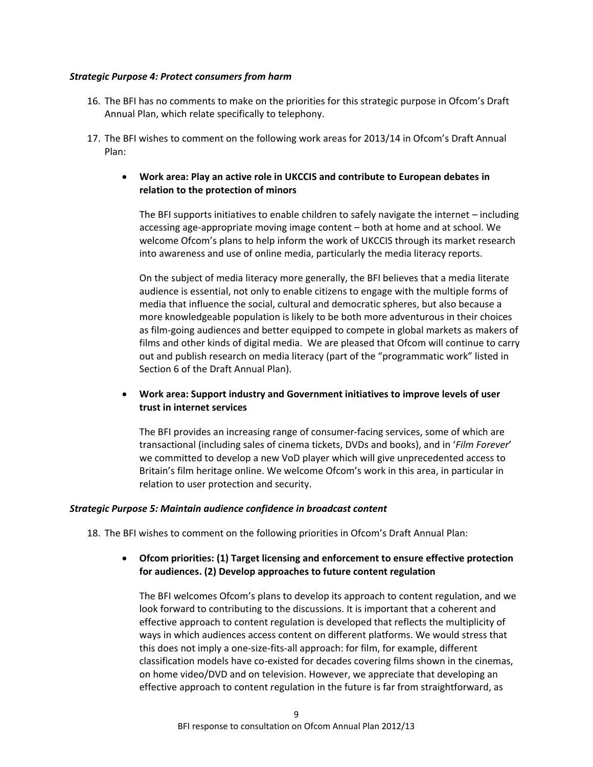***Strategic Purpose 4: Protect consumers from harm***

16. The BFI has no comments to make on the priorities for this strategic purpose in Ofcom's Draft Annual Plan, which relate specifically to telephony.

17. The BFI wishes to comment on the following work areas for 2013/14 in Ofcom's Draft Annual Plan:

    - **Work area: Play an active role in UKCCIS and contribute to European debates in relation to the protection of minors**

      The BFI supports initiatives to enable children to safely navigate the internet – including accessing age-appropriate moving image content – both at home and at school. We welcome Ofcom's plans to help inform the work of UKCCIS through its market research into awareness and use of online media, particularly the media literacy reports.

      On the subject of media literacy more generally, the BFI believes that a media literate audience is essential, not only to enable citizens to engage with the multiple forms of media that influence the social, cultural and democratic spheres, but also because a more knowledgeable population is likely to be both more adventurous in their choices as film-going audiences and better equipped to compete in global markets as makers of films and other kinds of digital media. We are pleased that Ofcom will continue to carry out and publish research on media literacy (part of the "programmatic work" listed in Section 6 of the Draft Annual Plan).

    - **Work area: Support industry and Government initiatives to improve levels of user trust in internet services**

      The BFI provides an increasing range of consumer-facing services, some of which are transactional (including sales of cinema tickets, DVDs and books), and in '*Film Forever*' we committed to develop a new VoD player which will give unprecedented access to Britain's film heritage online. We welcome Ofcom's work in this area, in particular in relation to user protection and security.

***Strategic Purpose 5: Maintain audience confidence in broadcast content***

18. The BFI wishes to comment on the following priorities in Ofcom's Draft Annual Plan:

    - **Ofcom priorities: (1) Target licensing and enforcement to ensure effective protection for audiences. (2) Develop approaches to future content regulation**

      The BFI welcomes Ofcom's plans to develop its approach to content regulation, and we look forward to contributing to the discussions. It is important that a coherent and effective approach to content regulation is developed that reflects the multiplicity of ways in which audiences access content on different platforms. We would stress that this does not imply a one-size-fits-all approach: for film, for example, different classification models have co-existed for decades covering films shown in the cinemas, on home video/DVD and on television. However, we appreciate that developing an effective approach to content regulation in the future is far from straightforward, as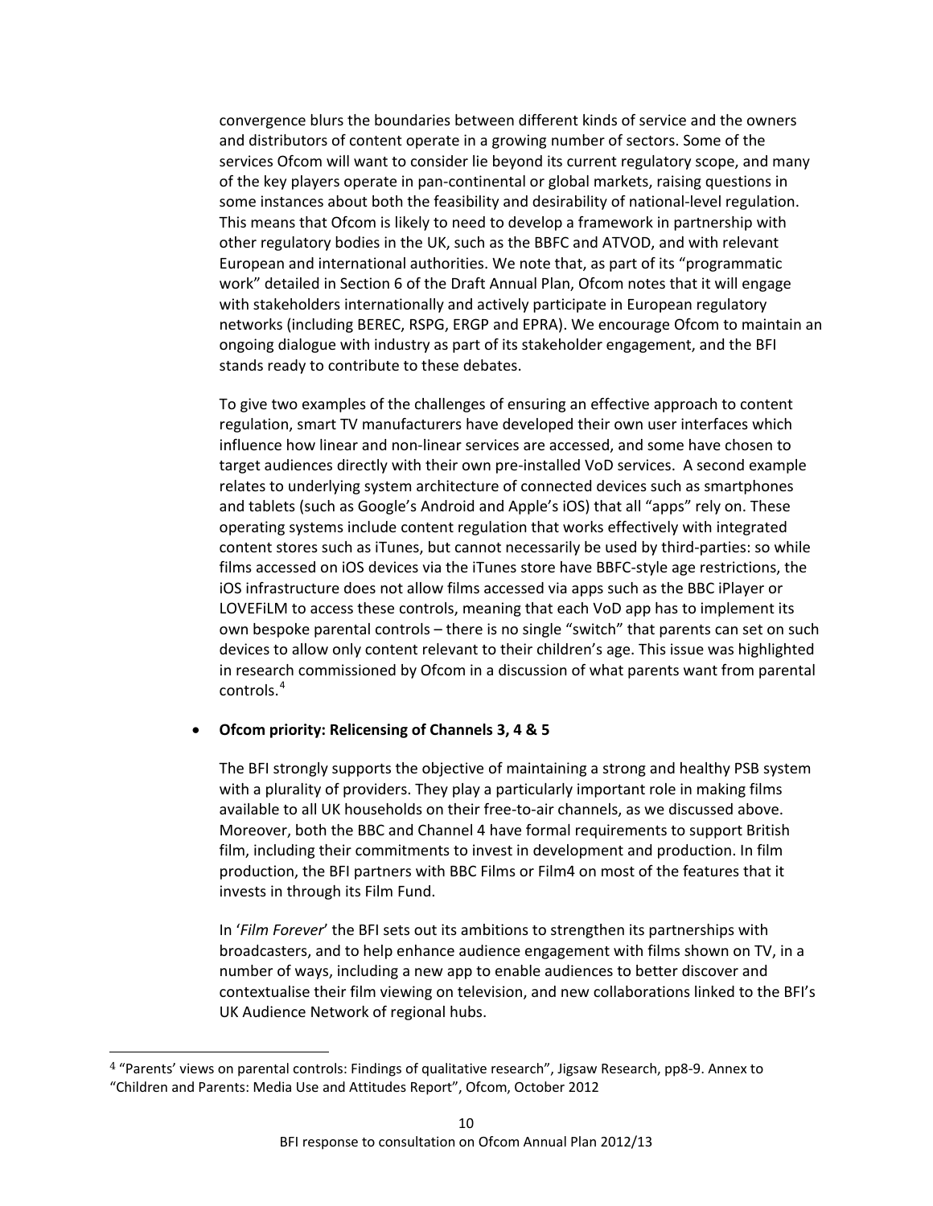convergence blurs the boundaries between different kinds of service and the owners and distributors of content operate in a growing number of sectors. Some of the services Ofcom will want to consider lie beyond its current regulatory scope, and many of the key players operate in pan-continental or global markets, raising questions in some instances about both the feasibility and desirability of national-level regulation. This means that Ofcom is likely to need to develop a framework in partnership with other regulatory bodies in the UK, such as the BBFC and ATVOD, and with relevant European and international authorities. We note that, as part of its "programmatic work" detailed in Section 6 of the Draft Annual Plan, Ofcom notes that it will engage with stakeholders internationally and actively participate in European regulatory networks (including BEREC, RSPG, ERGP and EPRA). We encourage Ofcom to maintain an ongoing dialogue with industry as part of its stakeholder engagement, and the BFI stands ready to contribute to these debates.

To give two examples of the challenges of ensuring an effective approach to content regulation, smart TV manufacturers have developed their own user interfaces which influence how linear and non-linear services are accessed, and some have chosen to target audiences directly with their own pre-installed VoD services. A second example relates to underlying system architecture of connected devices such as smartphones and tablets (such as Google's Android and Apple's iOS) that all "apps" rely on. These operating systems include content regulation that works effectively with integrated content stores such as iTunes, but cannot necessarily be used by third-parties: so while films accessed on iOS devices via the iTunes store have BBFC-style age restrictions, the iOS infrastructure does not allow films accessed via apps such as the BBC iPlayer or LOVEFiLM to access these controls, meaning that each VoD app has to implement its own bespoke parental controls – there is no single "switch" that parents can set on such devices to allow only content relevant to their children's age. This issue was highlighted in research commissioned by Ofcom in a discussion of what parents want from parental controls.[4]

- **Ofcom priority: Relicensing of Channels 3, 4 & 5**

  The BFI strongly supports the objective of maintaining a strong and healthy PSB system with a plurality of providers. They play a particularly important role in making films available to all UK households on their free-to-air channels, as we discussed above. Moreover, both the BBC and Channel 4 have formal requirements to support British film, including their commitments to invest in development and production. In film production, the BFI partners with BBC Films or Film4 on most of the features that it invests in through its Film Fund.

  In '*Film Forever*' the BFI sets out its ambitions to strengthen its partnerships with broadcasters, and to help enhance audience engagement with films shown on TV, in a number of ways, including a new app to enable audiences to better discover and contextualise their film viewing on television, and new collaborations linked to the BFI's UK Audience Network of regional hubs.

[4] "Parents' views on parental controls: Findings of qualitative research", Jigsaw Research, pp8-9. Annex to "Children and Parents: Media Use and Attitudes Report", Ofcom, October 2012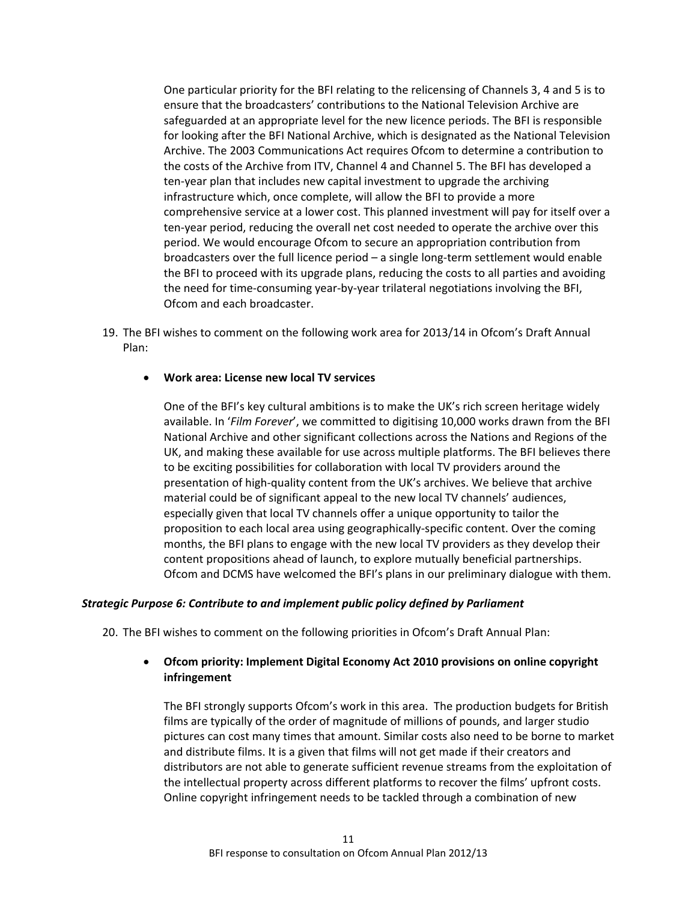One particular priority for the BFI relating to the relicensing of Channels 3, 4 and 5 is to ensure that the broadcasters' contributions to the National Television Archive are safeguarded at an appropriate level for the new licence periods. The BFI is responsible for looking after the BFI National Archive, which is designated as the National Television Archive. The 2003 Communications Act requires Ofcom to determine a contribution to the costs of the Archive from ITV, Channel 4 and Channel 5. The BFI has developed a ten-year plan that includes new capital investment to upgrade the archiving infrastructure which, once complete, will allow the BFI to provide a more comprehensive service at a lower cost. This planned investment will pay for itself over a ten-year period, reducing the overall net cost needed to operate the archive over this period. We would encourage Ofcom to secure an appropriation contribution from broadcasters over the full licence period – a single long-term settlement would enable the BFI to proceed with its upgrade plans, reducing the costs to all parties and avoiding the need for time-consuming year-by-year trilateral negotiations involving the BFI, Ofcom and each broadcaster.

19. The BFI wishes to comment on the following work area for 2013/14 in Ofcom's Draft Annual Plan:

    - **Work area: License new local TV services**

      One of the BFI's key cultural ambitions is to make the UK's rich screen heritage widely available. In '*Film Forever*', we committed to digitising 10,000 works drawn from the BFI National Archive and other significant collections across the Nations and Regions of the UK, and making these available for use across multiple platforms. The BFI believes there to be exciting possibilities for collaboration with local TV providers around the presentation of high-quality content from the UK's archives. We believe that archive material could be of significant appeal to the new local TV channels' audiences, especially given that local TV channels offer a unique opportunity to tailor the proposition to each local area using geographically-specific content. Over the coming months, the BFI plans to engage with the new local TV providers as they develop their content propositions ahead of launch, to explore mutually beneficial partnerships. Ofcom and DCMS have welcomed the BFI's plans in our preliminary dialogue with them.

***Strategic Purpose 6: Contribute to and implement public policy defined by Parliament***

20. The BFI wishes to comment on the following priorities in Ofcom's Draft Annual Plan:

    - **Ofcom priority: Implement Digital Economy Act 2010 provisions on online copyright infringement**

      The BFI strongly supports Ofcom's work in this area. The production budgets for British films are typically of the order of magnitude of millions of pounds, and larger studio pictures can cost many times that amount. Similar costs also need to be borne to market and distribute films. It is a given that films will not get made if their creators and distributors are not able to generate sufficient revenue streams from the exploitation of the intellectual property across different platforms to recover the films' upfront costs. Online copyright infringement needs to be tackled through a combination of new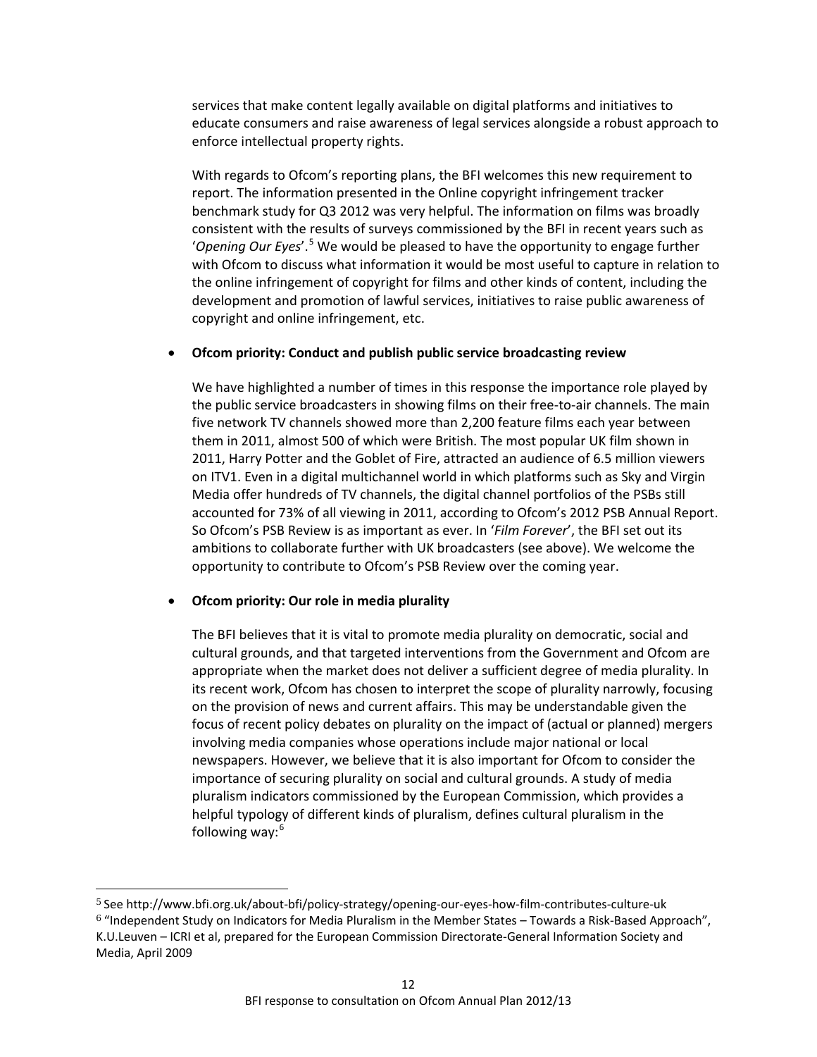services that make content legally available on digital platforms and initiatives to educate consumers and raise awareness of legal services alongside a robust approach to enforce intellectual property rights.

With regards to Ofcom's reporting plans, the BFI welcomes this new requirement to report. The information presented in the Online copyright infringement tracker benchmark study for Q3 2012 was very helpful. The information on films was broadly consistent with the results of surveys commissioned by the BFI in recent years such as '*Opening Our Eyes*'.[5] We would be pleased to have the opportunity to engage further with Ofcom to discuss what information it would be most useful to capture in relation to the online infringement of copyright for films and other kinds of content, including the development and promotion of lawful services, initiatives to raise public awareness of copyright and online infringement, etc.

- **Ofcom priority: Conduct and publish public service broadcasting review**

  We have highlighted a number of times in this response the importance role played by the public service broadcasters in showing films on their free-to-air channels. The main five network TV channels showed more than 2,200 feature films each year between them in 2011, almost 500 of which were British. The most popular UK film shown in 2011, Harry Potter and the Goblet of Fire, attracted an audience of 6.5 million viewers on ITV1. Even in a digital multichannel world in which platforms such as Sky and Virgin Media offer hundreds of TV channels, the digital channel portfolios of the PSBs still accounted for 73% of all viewing in 2011, according to Ofcom's 2012 PSB Annual Report. So Ofcom's PSB Review is as important as ever. In '*Film Forever*', the BFI set out its ambitions to collaborate further with UK broadcasters (see above). We welcome the opportunity to contribute to Ofcom's PSB Review over the coming year.

- **Ofcom priority: Our role in media plurality**

  The BFI believes that it is vital to promote media plurality on democratic, social and cultural grounds, and that targeted interventions from the Government and Ofcom are appropriate when the market does not deliver a sufficient degree of media plurality. In its recent work, Ofcom has chosen to interpret the scope of plurality narrowly, focusing on the provision of news and current affairs. This may be understandable given the focus of recent policy debates on plurality on the impact of (actual or planned) mergers involving media companies whose operations include major national or local newspapers. However, we believe that it is also important for Ofcom to consider the importance of securing plurality on social and cultural grounds. A study of media pluralism indicators commissioned by the European Commission, which provides a helpful typology of different kinds of pluralism, defines cultural pluralism in the following way:[6]

---

[5] See http://www.bfi.org.uk/about-bfi/policy-strategy/opening-our-eyes-how-film-contributes-culture-uk

[6] "Independent Study on Indicators for Media Pluralism in the Member States – Towards a Risk-Based Approach", K.U.Leuven – ICRI et al, prepared for the European Commission Directorate-General Information Society and Media, April 2009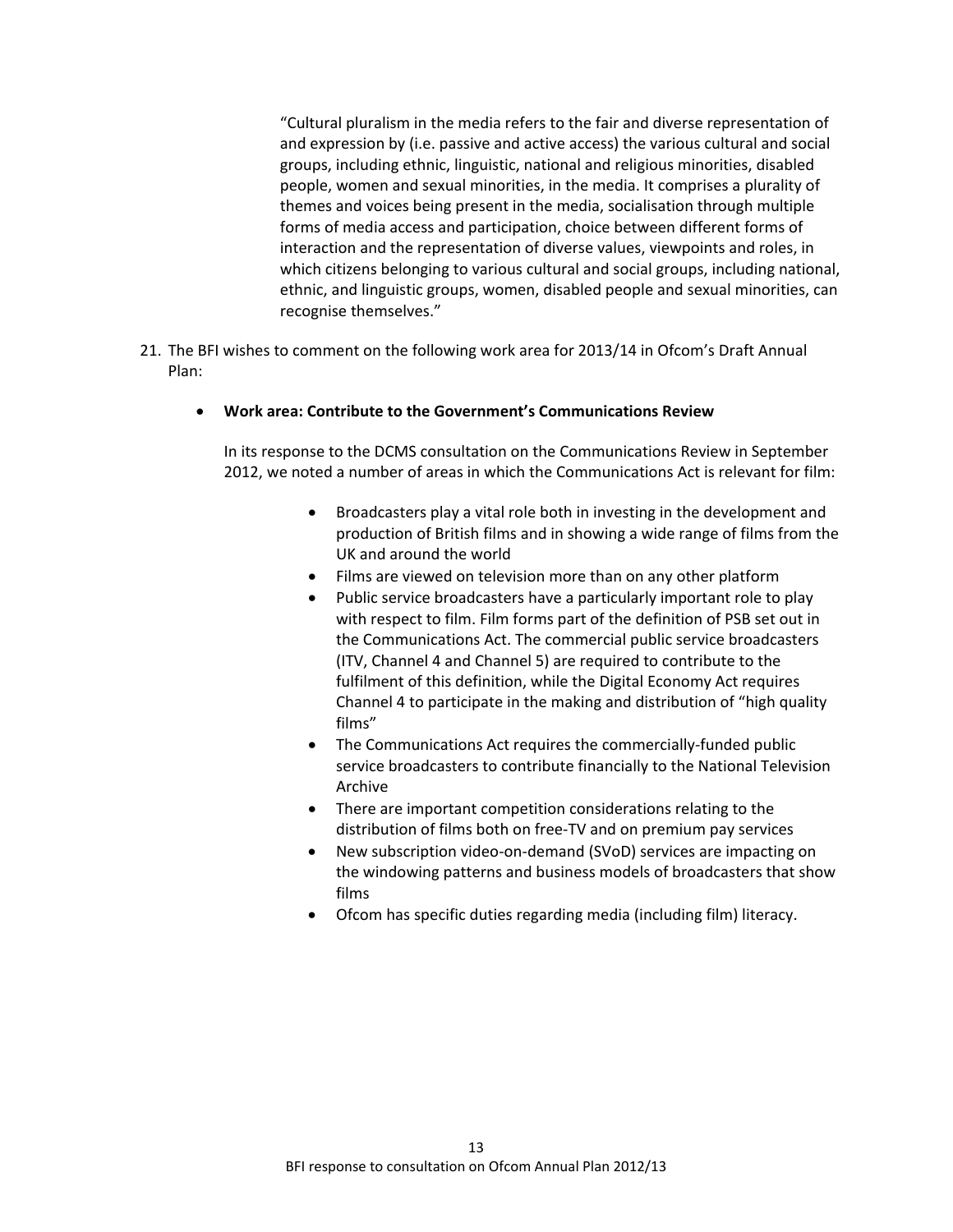> "Cultural pluralism in the media refers to the fair and diverse representation of and expression by (i.e. passive and active access) the various cultural and social groups, including ethnic, linguistic, national and religious minorities, disabled people, women and sexual minorities, in the media. It comprises a plurality of themes and voices being present in the media, socialisation through multiple forms of media access and participation, choice between different forms of interaction and the representation of diverse values, viewpoints and roles, in which citizens belonging to various cultural and social groups, including national, ethnic, and linguistic groups, women, disabled people and sexual minorities, can recognise themselves."

21. The BFI wishes to comment on the following work area for 2013/14 in Ofcom's Draft Annual Plan:

    - **Work area: Contribute to the Government's Communications Review**

      In its response to the DCMS consultation on the Communications Review in September 2012, we noted a number of areas in which the Communications Act is relevant for film:

        - Broadcasters play a vital role both in investing in the development and production of British films and in showing a wide range of films from the UK and around the world
        - Films are viewed on television more than on any other platform
        - Public service broadcasters have a particularly important role to play with respect to film. Film forms part of the definition of PSB set out in the Communications Act. The commercial public service broadcasters (ITV, Channel 4 and Channel 5) are required to contribute to the fulfilment of this definition, while the Digital Economy Act requires Channel 4 to participate in the making and distribution of "high quality films"
        - The Communications Act requires the commercially-funded public service broadcasters to contribute financially to the National Television Archive
        - There are important competition considerations relating to the distribution of films both on free-TV and on premium pay services
        - New subscription video-on-demand (SVoD) services are impacting on the windowing patterns and business models of broadcasters that show films
        - Ofcom has specific duties regarding media (including film) literacy.